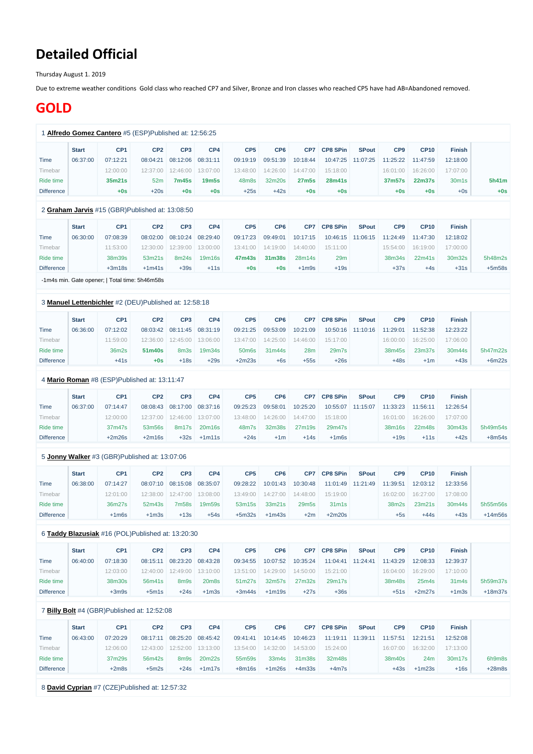# Detailed Official

Thursday August 1. 2019

Due to extreme weather conditions Gold class who reached CP7 and Silver, Bronze and Iron classes who reached CP5 have had AB=Abandoned removed.

## GOLD

1 **Alfredo Gomez Cantero** #5 (ESP)Published at: 12:56:25

| | Start | CP1 | CP2 | CP3 | CP4 | CP5 | CP6 | CP7 | CP8 SPin | SPout | CP9 | CP10 | Finish | |
|---|---|---|---|---|---|---|---|---|---|---|---|---|---|---|
| Time | 06:37:00 | 07:12:21 | 08:04:21 | 08:12:06 | 08:31:11 | 09:19:19 | 09:51:39 | 10:18:44 | 10:47:25 | 11:07:25 | 11:25:22 | 11:47:59 | 12:18:00 | |
| Timebar | | 12:00:00 | 12:37:00 | 12:46:00 | 13:07:00 | 13:48:00 | 14:26:00 | 14:47:00 | 15:18:00 | | 16:01:00 | 16:26:00 | 17:07:00 | |
| Ride time | | 35m21s | 52m | 7m45s | 19m5s | 48m8s | 32m20s | 27m5s | 28m41s | | 37m57s | 22m37s | 30m1s | 5h41m |
| Difference | | +0s | +20s | +0s | +0s | +25s | +42s | +0s | +0s | | +0s | +0s | +0s | +0s |

2 **Graham Jarvis** #15 (GBR)Published at: 13:08:50

| | Start | CP1 | CP2 | CP3 | CP4 | CP5 | CP6 | CP7 | CP8 SPin | SPout | CP9 | CP10 | Finish | |
|---|---|---|---|---|---|---|---|---|---|---|---|---|---|---|
| Time | 06:30:00 | 07:08:39 | 08:02:00 | 08:10:24 | 08:29:40 | 09:17:23 | 09:49:01 | 10:17:15 | 10:46:15 | 11:06:15 | 11:24:49 | 11:47:30 | 12:18:02 | |
| Timebar | | 11:53:00 | 12:30:00 | 12:39:00 | 13:00:00 | 13:41:00 | 14:19:00 | 14:40:00 | 15:11:00 | | 15:54:00 | 16:19:00 | 17:00:00 | |
| Ride time | | 38m39s | 53m21s | 8m24s | 19m16s | 47m43s | 31m38s | 28m14s | 29m | | 38m34s | 22m41s | 30m32s | 5h48m2s |
| Difference | | +3m18s | +1m41s | +39s | +11s | +0s | +0s | +1m9s | +19s | | +37s | +4s | +31s | +5m58s |

-1m4s min. Gate opener; | Total time: 5h46m58s

3 **Manuel Lettenbichler** #2 (DEU)Published at: 12:58:18

| | Start | CP1 | CP2 | CP3 | CP4 | CP5 | CP6 | CP7 | CP8 SPin | SPout | CP9 | CP10 | Finish | |
|---|---|---|---|---|---|---|---|---|---|---|---|---|---|---|
| Time | 06:36:00 | 07:12:02 | 08:03:42 | 08:11:45 | 08:31:19 | 09:21:25 | 09:53:09 | 10:21:09 | 10:50:16 | 11:10:16 | 11:29:01 | 11:52:38 | 12:23:22 | |
| Timebar | | 11:59:00 | 12:36:00 | 12:45:00 | 13:06:00 | 13:47:00 | 14:25:00 | 14:46:00 | 15:17:00 | | 16:00:00 | 16:25:00 | 17:06:00 | |
| Ride time | | 36m2s | 51m40s | 8m3s | 19m34s | 50m6s | 31m44s | 28m | 29m7s | | 38m45s | 23m37s | 30m44s | 5h47m22s |
| Difference | | +41s | +0s | +18s | +29s | +2m23s | +6s | +55s | +26s | | +48s | +1m | +43s | +6m22s |

4 **Mario Roman** #8 (ESP)Published at: 13:11:47

| | Start | CP1 | CP2 | CP3 | CP4 | CP5 | CP6 | CP7 | CP8 SPin | SPout | CP9 | CP10 | Finish | |
|---|---|---|---|---|---|---|---|---|---|---|---|---|---|---|
| Time | 06:37:00 | 07:14:47 | 08:08:43 | 08:17:00 | 08:37:16 | 09:25:23 | 09:58:01 | 10:25:20 | 10:55:07 | 11:15:07 | 11:33:23 | 11:56:11 | 12:26:54 | |
| Timebar | | 12:00:00 | 12:37:00 | 12:46:00 | 13:07:00 | 13:48:00 | 14:26:00 | 14:47:00 | 15:18:00 | | 16:01:00 | 16:26:00 | 17:07:00 | |
| Ride time | | 37m47s | 53m56s | 8m17s | 20m16s | 48m7s | 32m38s | 27m19s | 29m47s | | 38m16s | 22m48s | 30m43s | 5h49m54s |
| Difference | | +2m26s | +2m16s | +32s | +1m11s | +24s | +1m | +14s | +1m6s | | +19s | +11s | +42s | +8m54s |

5 **Jonny Walker** #3 (GBR)Published at: 13:07:06

| | Start | CP1 | CP2 | CP3 | CP4 | CP5 | CP6 | CP7 | CP8 SPin | SPout | CP9 | CP10 | Finish | |
|---|---|---|---|---|---|---|---|---|---|---|---|---|---|---|
| Time | 06:38:00 | 07:14:27 | 08:07:10 | 08:15:08 | 08:35:07 | 09:28:22 | 10:01:43 | 10:30:48 | 11:01:49 | 11:21:49 | 11:39:51 | 12:03:12 | 12:33:56 | |
| Timebar | | 12:01:00 | 12:38:00 | 12:47:00 | 13:08:00 | 13:49:00 | 14:27:00 | 14:48:00 | 15:19:00 | | 16:02:00 | 16:27:00 | 17:08:00 | |
| Ride time | | 36m27s | 52m43s | 7m58s | 19m59s | 53m15s | 33m21s | 29m5s | 31m1s | | 38m2s | 23m21s | 30m44s | 5h55m56s |
| Difference | | +1m6s | +1m3s | +13s | +54s | +5m32s | +1m43s | +2m | +2m20s | | +5s | +44s | +43s | +14m56s |

6 **Taddy Blazusiak** #16 (POL)Published at: 13:20:30

| | Start | CP1 | CP2 | CP3 | CP4 | CP5 | CP6 | CP7 | CP8 SPin | SPout | CP9 | CP10 | Finish | |
|---|---|---|---|---|---|---|---|---|---|---|---|---|---|---|
| Time | 06:40:00 | 07:18:30 | 08:15:11 | 08:23:20 | 08:43:28 | 09:34:55 | 10:07:52 | 10:35:24 | 11:04:41 | 11:24:41 | 11:43:29 | 12:08:33 | 12:39:37 | |
| Timebar | | 12:03:00 | 12:40:00 | 12:49:00 | 13:10:00 | 13:51:00 | 14:29:00 | 14:50:00 | 15:21:00 | | 16:04:00 | 16:29:00 | 17:10:00 | |
| Ride time | | 38m30s | 56m41s | 8m9s | 20m8s | 51m27s | 32m57s | 27m32s | 29m17s | | 38m48s | 25m4s | 31m4s | 5h59m37s |
| Difference | | +3m9s | +5m1s | +24s | +1m3s | +3m44s | +1m19s | +27s | +36s | | +51s | +2m27s | +1m3s | +18m37s |

7 **Billy Bolt** #4 (GBR)Published at: 12:52:08

| | Start | CP1 | CP2 | CP3 | CP4 | CP5 | CP6 | CP7 | CP8 SPin | SPout | CP9 | CP10 | Finish | |
|---|---|---|---|---|---|---|---|---|---|---|---|---|---|---|
| Time | 06:43:00 | 07:20:29 | 08:17:11 | 08:25:20 | 08:45:42 | 09:41:41 | 10:14:45 | 10:46:23 | 11:19:11 | 11:39:11 | 11:57:51 | 12:21:51 | 12:52:08 | |
| Timebar | | 12:06:00 | 12:43:00 | 12:52:00 | 13:13:00 | 13:54:00 | 14:32:00 | 14:53:00 | 15:24:00 | | 16:07:00 | 16:32:00 | 17:13:00 | |
| Ride time | | 37m29s | 56m42s | 8m9s | 20m22s | 55m59s | 33m4s | 31m38s | 32m48s | | 38m40s | 24m | 30m17s | 6h9m8s |
| Difference | | +2m8s | +5m2s | +24s | +1m17s | +8m16s | +1m26s | +4m33s | +4m7s | | +43s | +1m23s | +16s | +28m8s |

8 **David Cyprian** #7 (CZE)Published at: 12:57:32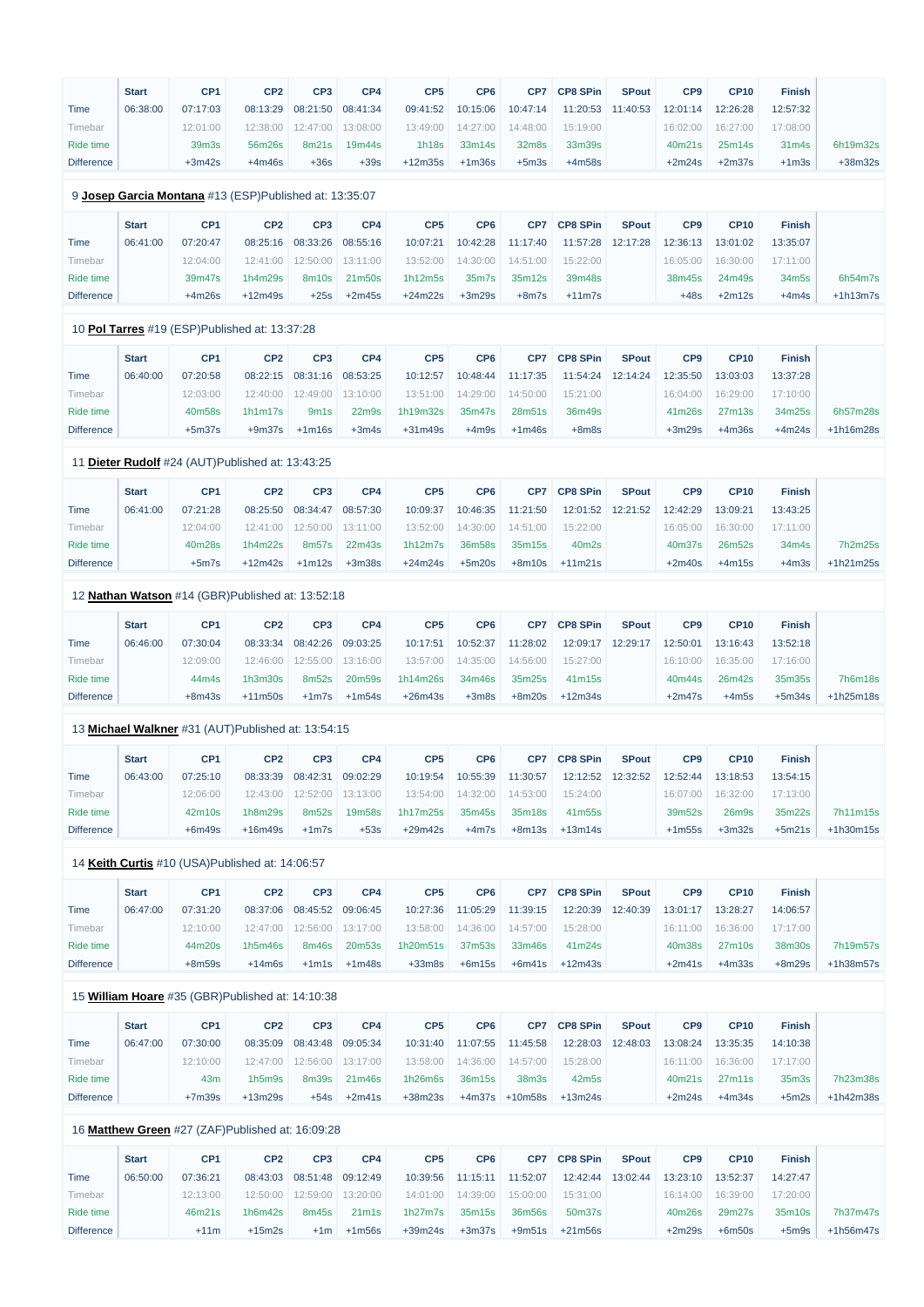| | Start | CP1 | CP2 | CP3 | CP4 | CP5 | CP6 | CP7 | CP8 SPin | SPout | CP9 | CP10 | Finish | |
|---|---|---|---|---|---|---|---|---|---|---|---|---|---|---|
| Time | 06:38:00 | 07:17:03 | 08:13:29 | 08:21:50 | 08:41:34 | 09:41:52 | 10:15:06 | 10:47:14 | 11:20:53 | 11:40:53 | 12:01:14 | 12:26:28 | 12:57:32 | |
| Timebar | | 12:01:00 | 12:38:00 | 12:47:00 | 13:08:00 | 13:49:00 | 14:27:00 | 14:48:00 | 15:19:00 | | 16:02:00 | 16:27:00 | 17:08:00 | |
| Ride time | | 39m3s | 56m26s | 8m21s | 19m44s | 1h18s | 33m14s | 32m8s | 33m39s | | 40m21s | 25m14s | 31m4s | 6h19m32s |
| Difference | | +3m42s | +4m46s | +36s | +39s | +12m35s | +1m36s | +5m3s | +4m58s | | +2m24s | +2m37s | +1m3s | +38m32s |

9 **Josep Garcia Montana** #13 (ESP)Published at: 13:35:07

| | Start | CP1 | CP2 | CP3 | CP4 | CP5 | CP6 | CP7 | CP8 SPin | SPout | CP9 | CP10 | Finish | |
|---|---|---|---|---|---|---|---|---|---|---|---|---|---|---|
| Time | 06:41:00 | 07:20:47 | 08:25:16 | 08:33:26 | 08:55:16 | 10:07:21 | 10:42:28 | 11:17:40 | 11:57:28 | 12:17:28 | 12:36:13 | 13:01:02 | 13:35:07 | |
| Timebar | | 12:04:00 | 12:41:00 | 12:50:00 | 13:11:00 | 13:52:00 | 14:30:00 | 14:51:00 | 15:22:00 | | 16:05:00 | 16:30:00 | 17:11:00 | |
| Ride time | | 39m47s | 1h4m29s | 8m10s | 21m50s | 1h12m5s | 35m7s | 35m12s | 39m48s | | 38m45s | 24m49s | 34m5s | 6h54m7s |
| Difference | | +4m26s | +12m49s | +25s | +2m45s | +24m22s | +3m29s | +8m7s | +11m7s | | +48s | +2m12s | +4m4s | +1h13m7s |

10 **Pol Tarres** #19 (ESP)Published at: 13:37:28

| | Start | CP1 | CP2 | CP3 | CP4 | CP5 | CP6 | CP7 | CP8 SPin | SPout | CP9 | CP10 | Finish | |
|---|---|---|---|---|---|---|---|---|---|---|---|---|---|---|
| Time | 06:40:00 | 07:20:58 | 08:22:15 | 08:31:16 | 08:53:25 | 10:12:57 | 10:48:44 | 11:17:35 | 11:54:24 | 12:14:24 | 12:35:50 | 13:03:03 | 13:37:28 | |
| Timebar | | 12:03:00 | 12:40:00 | 12:49:00 | 13:10:00 | 13:51:00 | 14:29:00 | 14:50:00 | 15:21:00 | | 16:04:00 | 16:29:00 | 17:10:00 | |
| Ride time | | 40m58s | 1h1m17s | 9m1s | 22m9s | 1h19m32s | 35m47s | 28m51s | 36m49s | | 41m26s | 27m13s | 34m25s | 6h57m28s |
| Difference | | +5m37s | +9m37s | +1m16s | +3m4s | +31m49s | +4m9s | +1m46s | +8m8s | | +3m29s | +4m36s | +4m24s | +1h16m28s |

11 **Dieter Rudolf** #24 (AUT)Published at: 13:43:25

| | Start | CP1 | CP2 | CP3 | CP4 | CP5 | CP6 | CP7 | CP8 SPin | SPout | CP9 | CP10 | Finish | |
|---|---|---|---|---|---|---|---|---|---|---|---|---|---|---|
| Time | 06:41:00 | 07:21:28 | 08:25:50 | 08:34:47 | 08:57:30 | 10:09:37 | 10:46:35 | 11:21:50 | 12:01:52 | 12:21:52 | 12:42:29 | 13:09:21 | 13:43:25 | |
| Timebar | | 12:04:00 | 12:41:00 | 12:50:00 | 13:11:00 | 13:52:00 | 14:30:00 | 14:51:00 | 15:22:00 | | 16:05:00 | 16:30:00 | 17:11:00 | |
| Ride time | | 40m28s | 1h4m22s | 8m57s | 22m43s | 1h12m7s | 36m58s | 35m15s | 40m2s | | 40m37s | 26m52s | 34m4s | 7h2m25s |
| Difference | | +5m7s | +12m42s | +1m12s | +3m38s | +24m24s | +5m20s | +8m10s | +11m21s | | +2m40s | +4m15s | +4m3s | +1h21m25s |

12 **Nathan Watson** #14 (GBR)Published at: 13:52:18

| | Start | CP1 | CP2 | CP3 | CP4 | CP5 | CP6 | CP7 | CP8 SPin | SPout | CP9 | CP10 | Finish | |
|---|---|---|---|---|---|---|---|---|---|---|---|---|---|---|
| Time | 06:46:00 | 07:30:04 | 08:33:34 | 08:42:26 | 09:03:25 | 10:17:51 | 10:52:37 | 11:28:02 | 12:09:17 | 12:29:17 | 12:50:01 | 13:16:43 | 13:52:18 | |
| Timebar | | 12:09:00 | 12:46:00 | 12:55:00 | 13:16:00 | 13:57:00 | 14:35:00 | 14:56:00 | 15:27:00 | | 16:10:00 | 16:35:00 | 17:16:00 | |
| Ride time | | 44m4s | 1h3m30s | 8m52s | 20m59s | 1h14m26s | 34m46s | 35m25s | 41m15s | | 40m44s | 26m42s | 35m35s | 7h6m18s |
| Difference | | +8m43s | +11m50s | +1m7s | +1m54s | +26m43s | +3m8s | +8m20s | +12m34s | | +2m47s | +4m5s | +5m34s | +1h25m18s |

13 **Michael Walkner** #31 (AUT)Published at: 13:54:15

| | Start | CP1 | CP2 | CP3 | CP4 | CP5 | CP6 | CP7 | CP8 SPin | SPout | CP9 | CP10 | Finish | |
|---|---|---|---|---|---|---|---|---|---|---|---|---|---|---|
| Time | 06:43:00 | 07:25:10 | 08:33:39 | 08:42:31 | 09:02:29 | 10:19:54 | 10:55:39 | 11:30:57 | 12:12:52 | 12:32:52 | 12:52:44 | 13:18:53 | 13:54:15 | |
| Timebar | | 12:06:00 | 12:43:00 | 12:52:00 | 13:13:00 | 13:54:00 | 14:32:00 | 14:53:00 | 15:24:00 | | 16:07:00 | 16:32:00 | 17:13:00 | |
| Ride time | | 42m10s | 1h8m29s | 8m52s | 19m58s | 1h17m25s | 35m45s | 35m18s | 41m55s | | 39m52s | 26m9s | 35m22s | 7h11m15s |
| Difference | | +6m49s | +16m49s | +1m7s | +53s | +29m42s | +4m7s | +8m13s | +13m14s | | +1m55s | +3m32s | +5m21s | +1h30m15s |

14 **Keith Curtis** #10 (USA)Published at: 14:06:57

| | Start | CP1 | CP2 | CP3 | CP4 | CP5 | CP6 | CP7 | CP8 SPin | SPout | CP9 | CP10 | Finish | |
|---|---|---|---|---|---|---|---|---|---|---|---|---|---|---|
| Time | 06:47:00 | 07:31:20 | 08:37:06 | 08:45:52 | 09:06:45 | 10:27:36 | 11:05:29 | 11:39:15 | 12:20:39 | 12:40:39 | 13:01:17 | 13:28:27 | 14:06:57 | |
| Timebar | | 12:10:00 | 12:47:00 | 12:56:00 | 13:17:00 | 13:58:00 | 14:36:00 | 14:57:00 | 15:28:00 | | 16:11:00 | 16:36:00 | 17:17:00 | |
| Ride time | | 44m20s | 1h5m46s | 8m46s | 20m53s | 1h20m51s | 37m53s | 33m46s | 41m24s | | 40m38s | 27m10s | 38m30s | 7h19m57s |
| Difference | | +8m59s | +14m6s | +1m1s | +1m48s | +33m8s | +6m15s | +6m41s | +12m43s | | +2m41s | +4m33s | +8m29s | +1h38m57s |

15 **William Hoare** #35 (GBR)Published at: 14:10:38

| | Start | CP1 | CP2 | CP3 | CP4 | CP5 | CP6 | CP7 | CP8 SPin | SPout | CP9 | CP10 | Finish | |
|---|---|---|---|---|---|---|---|---|---|---|---|---|---|---|
| Time | 06:47:00 | 07:30:00 | 08:35:09 | 08:43:48 | 09:05:34 | 10:31:40 | 11:07:55 | 11:45:58 | 12:28:03 | 12:48:03 | 13:08:24 | 13:35:35 | 14:10:38 | |
| Timebar | | 12:10:00 | 12:47:00 | 12:56:00 | 13:17:00 | 13:58:00 | 14:36:00 | 14:57:00 | 15:28:00 | | 16:11:00 | 16:36:00 | 17:17:00 | |
| Ride time | | 43m | 1h5m9s | 8m39s | 21m46s | 1h26m6s | 36m15s | 38m3s | 42m5s | | 40m21s | 27m11s | 35m3s | 7h23m38s |
| Difference | | +7m39s | +13m29s | +54s | +2m41s | +38m23s | +4m37s | +10m58s | +13m24s | | +2m24s | +4m34s | +5m2s | +1h42m38s |

16 **Matthew Green** #27 (ZAF)Published at: 16:09:28

| | Start | CP1 | CP2 | CP3 | CP4 | CP5 | CP6 | CP7 | CP8 SPin | SPout | CP9 | CP10 | Finish | |
|---|---|---|---|---|---|---|---|---|---|---|---|---|---|---|
| Time | 06:50:00 | 07:36:21 | 08:43:03 | 08:51:48 | 09:12:49 | 10:39:56 | 11:15:11 | 11:52:07 | 12:42:44 | 13:02:44 | 13:23:10 | 13:52:37 | 14:27:47 | |
| Timebar | | 12:13:00 | 12:50:00 | 12:59:00 | 13:20:00 | 14:01:00 | 14:39:00 | 15:00:00 | 15:31:00 | | 16:14:00 | 16:39:00 | 17:20:00 | |
| Ride time | | 46m21s | 1h6m42s | 8m45s | 21m1s | 1h27m7s | 35m15s | 36m56s | 50m37s | | 40m26s | 29m27s | 35m10s | 7h37m47s |
| Difference | | +11m | +15m2s | +1m | +1m56s | +39m24s | +3m37s | +9m51s | +21m56s | | +2m29s | +6m50s | +5m9s | +1h56m47s |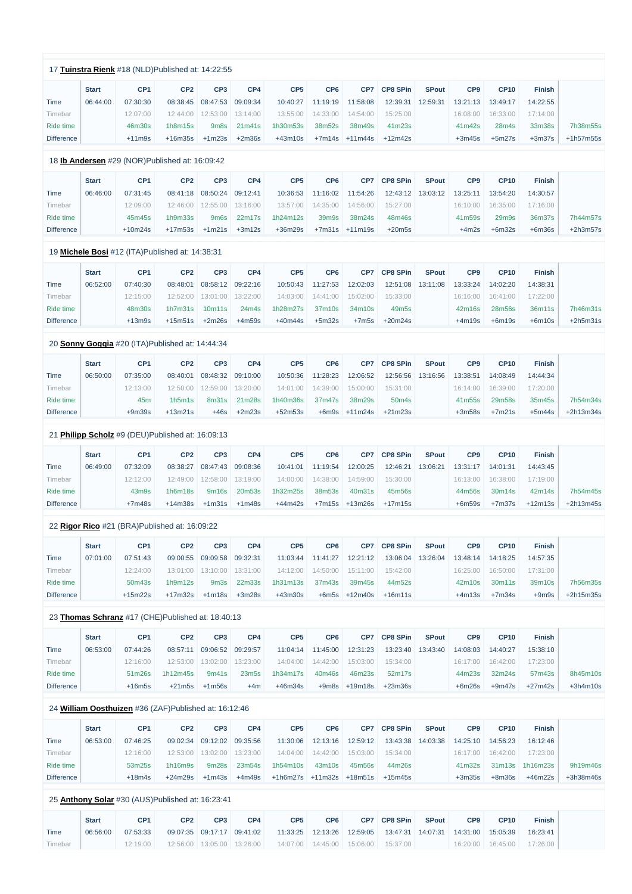17 **Tuinstra Rienk** #18 (NLD)Published at: 14:22:55

| | Start | CP1 | CP2 | CP3 | CP4 | CP5 | CP6 | CP7 | CP8 SPin | SPout | CP9 | CP10 | Finish | |
|---|---|---|---|---|---|---|---|---|---|---|---|---|---|---|
| Time | 06:44:00 | 07:30:30 | 08:38:45 | 08:47:53 | 09:09:34 | 10:40:27 | 11:19:19 | 11:58:08 | 12:39:31 | 12:59:31 | 13:21:13 | 13:49:17 | 14:22:55 | |
| Timebar | | 12:07:00 | 12:44:00 | 12:53:00 | 13:14:00 | 13:55:00 | 14:33:00 | 14:54:00 | 15:25:00 | | 16:08:00 | 16:33:00 | 17:14:00 | |
| Ride time | | 46m30s | 1h8m15s | 9m8s | 21m41s | 1h30m53s | 38m52s | 38m49s | 41m23s | | 41m42s | 28m4s | 33m38s | 7h38m55s |
| Difference | | +11m9s | +16m35s | +1m23s | +2m36s | +43m10s | +7m14s | +11m44s | +12m42s | | +3m45s | +5m27s | +3m37s | +1h57m55s |

18 **Ib Andersen** #29 (NOR)Published at: 16:09:42

| | Start | CP1 | CP2 | CP3 | CP4 | CP5 | CP6 | CP7 | CP8 SPin | SPout | CP9 | CP10 | Finish | |
|---|---|---|---|---|---|---|---|---|---|---|---|---|---|---|
| Time | 06:46:00 | 07:31:45 | 08:41:18 | 08:50:24 | 09:12:41 | 10:36:53 | 11:16:02 | 11:54:26 | 12:43:12 | 13:03:12 | 13:25:11 | 13:54:20 | 14:30:57 | |
| Timebar | | 12:09:00 | 12:46:00 | 12:55:00 | 13:16:00 | 13:57:00 | 14:35:00 | 14:56:00 | 15:27:00 | | 16:10:00 | 16:35:00 | 17:16:00 | |
| Ride time | | 45m45s | 1h9m33s | 9m6s | 22m17s | 1h24m12s | 39m9s | 38m24s | 48m46s | | 41m59s | 29m9s | 36m37s | 7h44m57s |
| Difference | | +10m24s | +17m53s | +1m21s | +3m12s | +36m29s | +7m31s | +11m19s | +20m5s | | +4m2s | +6m32s | +6m36s | +2h3m57s |

19 **Michele Bosi** #12 (ITA)Published at: 14:38:31

| | Start | CP1 | CP2 | CP3 | CP4 | CP5 | CP6 | CP7 | CP8 SPin | SPout | CP9 | CP10 | Finish | |
|---|---|---|---|---|---|---|---|---|---|---|---|---|---|---|
| Time | 06:52:00 | 07:40:30 | 08:48:01 | 08:58:12 | 09:22:16 | 10:50:43 | 11:27:53 | 12:02:03 | 12:51:08 | 13:11:08 | 13:33:24 | 14:02:20 | 14:38:31 | |
| Timebar | | 12:15:00 | 12:52:00 | 13:01:00 | 13:22:00 | 14:03:00 | 14:41:00 | 15:02:00 | 15:33:00 | | 16:16:00 | 16:41:00 | 17:22:00 | |
| Ride time | | 48m30s | 1h7m31s | 10m11s | 24m4s | 1h28m27s | 37m10s | 34m10s | 49m5s | | 42m16s | 28m56s | 36m11s | 7h46m31s |
| Difference | | +13m9s | +15m51s | +2m26s | +4m59s | +40m44s | +5m32s | +7m5s | +20m24s | | +4m19s | +6m19s | +6m10s | +2h5m31s |

20 **Sonny Goggia** #20 (ITA)Published at: 14:44:34

| | Start | CP1 | CP2 | CP3 | CP4 | CP5 | CP6 | CP7 | CP8 SPin | SPout | CP9 | CP10 | Finish | |
|---|---|---|---|---|---|---|---|---|---|---|---|---|---|---|
| Time | 06:50:00 | 07:35:00 | 08:40:01 | 08:48:32 | 09:10:00 | 10:50:36 | 11:28:23 | 12:06:52 | 12:56:56 | 13:16:56 | 13:38:51 | 14:08:49 | 14:44:34 | |
| Timebar | | 12:13:00 | 12:50:00 | 12:59:00 | 13:20:00 | 14:01:00 | 14:39:00 | 15:00:00 | 15:31:00 | | 16:14:00 | 16:39:00 | 17:20:00 | |
| Ride time | | 45m | 1h5m1s | 8m31s | 21m28s | 1h40m36s | 37m47s | 38m29s | 50m4s | | 41m55s | 29m58s | 35m45s | 7h54m34s |
| Difference | | +9m39s | +13m21s | +46s | +2m23s | +52m53s | +6m9s | +11m24s | +21m23s | | +3m58s | +7m21s | +5m44s | +2h13m34s |

21 **Philipp Scholz** #9 (DEU)Published at: 16:09:13

| | Start | CP1 | CP2 | CP3 | CP4 | CP5 | CP6 | CP7 | CP8 SPin | SPout | CP9 | CP10 | Finish | |
|---|---|---|---|---|---|---|---|---|---|---|---|---|---|---|
| Time | 06:49:00 | 07:32:09 | 08:38:27 | 08:47:43 | 09:08:36 | 10:41:01 | 11:19:54 | 12:00:25 | 12:46:21 | 13:06:21 | 13:31:17 | 14:01:31 | 14:43:45 | |
| Timebar | | 12:12:00 | 12:49:00 | 12:58:00 | 13:19:00 | 14:00:00 | 14:38:00 | 14:59:00 | 15:30:00 | | 16:13:00 | 16:38:00 | 17:19:00 | |
| Ride time | | 43m9s | 1h6m18s | 9m16s | 20m53s | 1h32m25s | 38m53s | 40m31s | 45m56s | | 44m56s | 30m14s | 42m14s | 7h54m45s |
| Difference | | +7m48s | +14m38s | +1m31s | +1m48s | +44m42s | +7m15s | +13m26s | +17m15s | | +6m59s | +7m37s | +12m13s | +2h13m45s |

22 **Rigor Rico** #21 (BRA)Published at: 16:09:22

| | Start | CP1 | CP2 | CP3 | CP4 | CP5 | CP6 | CP7 | CP8 SPin | SPout | CP9 | CP10 | Finish | |
|---|---|---|---|---|---|---|---|---|---|---|---|---|---|---|
| Time | 07:01:00 | 07:51:43 | 09:00:55 | 09:09:58 | 09:32:31 | 11:03:44 | 11:41:27 | 12:21:12 | 13:06:04 | 13:26:04 | 13:48:14 | 14:18:25 | 14:57:35 | |
| Timebar | | 12:24:00 | 13:01:00 | 13:10:00 | 13:31:00 | 14:12:00 | 14:50:00 | 15:11:00 | 15:42:00 | | 16:25:00 | 16:50:00 | 17:31:00 | |
| Ride time | | 50m43s | 1h9m12s | 9m3s | 22m33s | 1h31m13s | 37m43s | 39m45s | 44m52s | | 42m10s | 30m11s | 39m10s | 7h56m35s |
| Difference | | +15m22s | +17m32s | +1m18s | +3m28s | +43m30s | +6m5s | +12m40s | +16m11s | | +4m13s | +7m34s | +9m9s | +2h15m35s |

23 **Thomas Schranz** #17 (CHE)Published at: 18:40:13

| | Start | CP1 | CP2 | CP3 | CP4 | CP5 | CP6 | CP7 | CP8 SPin | SPout | CP9 | CP10 | Finish | |
|---|---|---|---|---|---|---|---|---|---|---|---|---|---|---|
| Time | 06:53:00 | 07:44:26 | 08:57:11 | 09:06:52 | 09:29:57 | 11:04:14 | 11:45:00 | 12:31:23 | 13:23:40 | 13:43:40 | 14:08:03 | 14:40:27 | 15:38:10 | |
| Timebar | | 12:16:00 | 12:53:00 | 13:02:00 | 13:23:00 | 14:04:00 | 14:42:00 | 15:03:00 | 15:34:00 | | 16:17:00 | 16:42:00 | 17:23:00 | |
| Ride time | | 51m26s | 1h12m45s | 9m41s | 23m5s | 1h34m17s | 40m46s | 46m23s | 52m17s | | 44m23s | 32m24s | 57m43s | 8h45m10s |
| Difference | | +16m5s | +21m5s | +1m56s | +4m | +46m34s | +9m8s | +19m18s | +23m36s | | +6m26s | +9m47s | +27m42s | +3h4m10s |

24 **William Oosthuizen** #36 (ZAF)Published at: 16:12:46

| | Start | CP1 | CP2 | CP3 | CP4 | CP5 | CP6 | CP7 | CP8 SPin | SPout | CP9 | CP10 | Finish | |
|---|---|---|---|---|---|---|---|---|---|---|---|---|---|---|
| Time | 06:53:00 | 07:46:25 | 09:02:34 | 09:12:02 | 09:35:56 | 11:30:06 | 12:13:16 | 12:59:12 | 13:43:38 | 14:03:38 | 14:25:10 | 14:56:23 | 16:12:46 | |
| Timebar | | 12:16:00 | 12:53:00 | 13:02:00 | 13:23:00 | 14:04:00 | 14:42:00 | 15:03:00 | 15:34:00 | | 16:17:00 | 16:42:00 | 17:23:00 | |
| Ride time | | 53m25s | 1h16m9s | 9m28s | 23m54s | 1h54m10s | 43m10s | 45m56s | 44m26s | | 41m32s | 31m13s | 1h16m23s | 9h19m46s |
| Difference | | +18m4s | +24m29s | +1m43s | +4m49s | +1h6m27s | +11m32s | +18m51s | +15m45s | | +3m35s | +8m36s | +46m22s | +3h38m46s |

25 **Anthony Solar** #30 (AUS)Published at: 16:23:41

| | Start | CP1 | CP2 | CP3 | CP4 | CP5 | CP6 | CP7 | CP8 SPin | SPout | CP9 | CP10 | Finish | |
|---|---|---|---|---|---|---|---|---|---|---|---|---|---|---|
| Time | 06:56:00 | 07:53:33 | 09:07:35 | 09:17:17 | 09:41:02 | 11:33:25 | 12:13:26 | 12:59:05 | 13:47:31 | 14:07:31 | 14:31:00 | 15:05:39 | 16:23:41 | |
| Timebar | | 12:19:00 | 12:56:00 | 13:05:00 | 13:26:00 | 14:07:00 | 14:45:00 | 15:06:00 | 15:37:00 | | 16:20:00 | 16:45:00 | 17:26:00 | |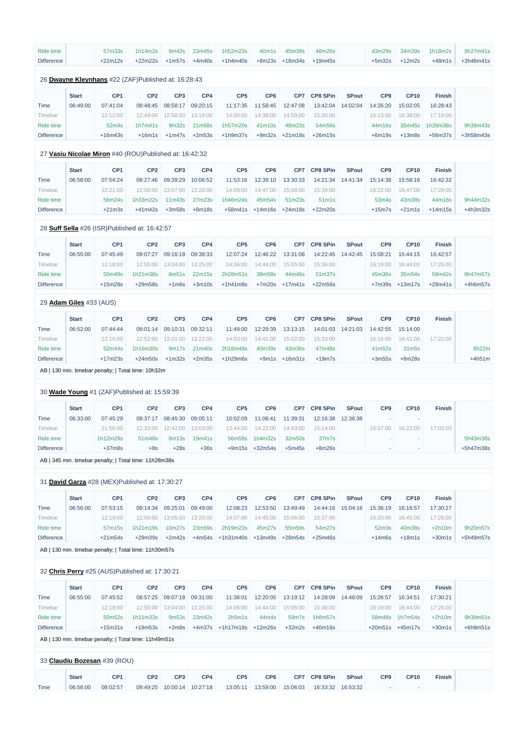| | Start | CP1 | CP2 | CP3 | CP4 | CP5 | CP6 | CP7 | CP8 SPin | SPout | CP9 | CP10 | Finish | |
|---|---|---|---|---|---|---|---|---|---|---|---|---|---|---|
| Ride time | | 57m33s | 1h14m2s | 9m42s | 23m45s | 1h52m23s | 40m1s | 45m39s | 48m26s | | 43m29s | 34m39s | 1h18m2s | 9h27m41s |
| Difference | | +22m12s | +22m22s | +1m57s | +4m40s | +1h4m40s | +8m23s | +18m34s | +19m45s | | +5m32s | +12m2s | +48m1s | +3h46m41s |

26 **Dwayne Kleynhans** #22 (ZAF)Published at: 16:28:43

| | Start | CP1 | CP2 | CP3 | CP4 | CP5 | CP6 | CP7 | CP8 SPin | SPout | CP9 | CP10 | Finish | |
|---|---|---|---|---|---|---|---|---|---|---|---|---|---|---|
| Time | 06:49:00 | 07:41:04 | 08:48:45 | 08:58:17 | 09:20:15 | 11:17:35 | 11:58:45 | 12:47:08 | 13:42:04 | 14:02:04 | 14:26:20 | 15:02:05 | 16:28:43 | |
| Timebar | | 12:12:00 | 12:49:00 | 12:58:00 | 13:19:00 | 14:00:00 | 14:38:00 | 14:59:00 | 15:30:00 | | 16:13:00 | 16:38:00 | 17:19:00 | |
| Ride time | | 52m4s | 1h7m41s | 9m32s | 21m58s | 1h57m20s | 41m10s | 48m23s | 54m56s | | 44m16s | 35m45s | 1h26m38s | 9h39m43s |
| Difference | | +16m43s | +16m1s | +1m47s | +2m53s | +1h9m37s | +9m32s | +21m18s | +26m15s | | +6m19s | +13m8s | +56m37s | +3h58m43s |

27 **Vasiu Nicolae Miron** #40 (ROU)Published at: 16:42:32

| | Start | CP1 | CP2 | CP3 | CP4 | CP5 | CP6 | CP7 | CP8 SPin | SPout | CP9 | CP10 | Finish | |
|---|---|---|---|---|---|---|---|---|---|---|---|---|---|---|
| Time | 06:58:00 | 07:54:24 | 09:27:46 | 09:39:29 | 10:06:52 | 11:53:16 | 12:39:10 | 13:30:33 | 14:21:34 | 14:41:34 | 15:14:38 | 15:58:16 | 16:42:32 | |
| Timebar | | 12:21:00 | 12:58:00 | 13:07:00 | 13:28:00 | 14:09:00 | 14:47:00 | 15:08:00 | 15:39:00 | | 16:22:00 | 16:47:00 | 17:28:00 | |
| Ride time | | 56m24s | 1h33m22s | 11m43s | 27m23s | 1h46m24s | 45m54s | 51m23s | 51m1s | | 53m4s | 43m38s | 44m16s | 9h44m32s |
| Difference | | +21m3s | +41m42s | +3m58s | +8m18s | +58m41s | +14m16s | +24m18s | +22m20s | | +15m7s | +21m1s | +14m15s | +4h3m32s |

28 **Suff Sella** #26 (ISR)Published at: 16:42:57

| | Start | CP1 | CP2 | CP3 | CP4 | CP5 | CP6 | CP7 | CP8 SPin | SPout | CP9 | CP10 | Finish | |
|---|---|---|---|---|---|---|---|---|---|---|---|---|---|---|
| Time | 06:55:00 | 07:45:49 | 09:07:27 | 09:16:18 | 09:38:33 | 12:07:24 | 12:46:22 | 13:31:08 | 14:22:45 | 14:42:45 | 15:08:21 | 15:44:15 | 16:42:57 | |
| Timebar | | 12:18:00 | 12:55:00 | 13:04:00 | 13:25:00 | 14:06:00 | 14:44:00 | 15:05:00 | 15:36:00 | | 16:19:00 | 16:44:00 | 17:25:00 | |
| Ride time | | 50m49s | 1h21m38s | 8m51s | 22m15s | 2h28m51s | 38m58s | 44m46s | 51m37s | | 45m36s | 35m54s | 58m42s | 9h47m57s |
| Difference | | +15m28s | +29m58s | +1m6s | +3m10s | +1h41m8s | +7m20s | +17m41s | +22m56s | | +7m39s | +13m17s | +28m41s | +4h6m57s |

29 **Adam Giles** #33 (AUS)

| | Start | CP1 | CP2 | CP3 | CP4 | CP5 | CP6 | CP7 | CP8 SPin | SPout | CP9 | CP10 | Finish | |
|---|---|---|---|---|---|---|---|---|---|---|---|---|---|---|
| Time | 06:52:00 | 07:44:44 | 09:01:14 | 09:10:31 | 09:32:11 | 11:49:00 | 12:29:39 | 13:13:15 | 14:01:03 | 14:21:03 | 14:42:55 | 15:14:00 | | |
| Timebar | | 12:15:00 | 12:52:00 | 13:01:00 | 13:22:00 | 14:03:00 | 14:41:00 | 15:02:00 | 15:33:00 | | 16:16:00 | 16:41:00 | 17:22:00 | |
| Ride time | | 52m44s | 1h16m30s | 9m17s | 21m40s | 2h16m49s | 40m39s | 43m36s | 47m48s | | 41m52s | 31m5s | | 8h22m |
| Difference | | +17m23s | +24m50s | +1m32s | +2m35s | +1h29m6s | +9m1s | +16m31s | +19m7s | | +3m55s | +8m28s | | +4h51m |

AB | 130 min. timebar penalty; | Total time: 10h32m

30 **Wade Young** #1 (ZAF)Published at: 15:59:39

| | Start | CP1 | CP2 | CP3 | CP4 | CP5 | CP6 | CP7 | CP8 SPin | SPout | CP9 | CP10 | Finish | |
|---|---|---|---|---|---|---|---|---|---|---|---|---|---|---|
| Time | 06:33:00 | 07:45:29 | 08:37:17 | 08:45:30 | 09:05:11 | 10:02:09 | 11:06:41 | 11:39:31 | 12:16:38 | 12:36:38 | - | - | | |
| Timebar | | 11:56:00 | 12:33:00 | 12:42:00 | 13:03:00 | 13:44:00 | 14:22:00 | 14:43:00 | 15:14:00 | | 15:57:00 | 16:22:00 | 17:03:00 | |
| Ride time | | 1h12m29s | 51m48s | 8m13s | 19m41s | 56m58s | 1h4m32s | 32m50s | 37m7s | | - | - | | 5h43m38s |
| Difference | | +37m8s | +8s | +28s | +36s | +9m15s | +32m54s | +5m45s | +8m26s | | - | - | | +5h47m38s |

AB | 345 min. timebar penalty; | Total time: 11h28m38s

31 **David Garza** #28 (MEX)Published at: 17:30:27

| | Start | CP1 | CP2 | CP3 | CP4 | CP5 | CP6 | CP7 | CP8 SPin | SPout | CP9 | CP10 | Finish | |
|---|---|---|---|---|---|---|---|---|---|---|---|---|---|---|
| Time | 06:56:00 | 07:53:15 | 09:14:34 | 09:25:01 | 09:49:00 | 12:08:23 | 12:53:50 | 13:49:49 | 14:44:16 | 15:04:16 | 15:36:19 | 16:16:57 | 17:30:27 | |
| Timebar | | 12:19:00 | 12:56:00 | 13:05:00 | 13:26:00 | 14:07:00 | 14:45:00 | 15:06:00 | 15:37:00 | | 16:20:00 | 16:45:00 | 17:26:00 | |
| Ride time | | 57m15s | 1h21m19s | 10m27s | 23m59s | 2h19m23s | 45m27s | 55m59s | 54m27s | | 52m3s | 40m38s | +2h10m | 9h20m57s |
| Difference | | +21m54s | +29m39s | +2m42s | +4m54s | +1h31m40s | +13m49s | +28m54s | +25m46s | | +14m6s | +18m1s | +30m1s | +5h49m57s |

AB | 130 min. timebar penalty; | Total time: 11h30m57s

32 **Chris Perry** #25 (AUS)Published at: 17:30:21

| | Start | CP1 | CP2 | CP3 | CP4 | CP5 | CP6 | CP7 | CP8 SPin | SPout | CP9 | CP10 | Finish | |
|---|---|---|---|---|---|---|---|---|---|---|---|---|---|---|
| Time | 06:55:00 | 07:45:52 | 08:57:25 | 09:07:18 | 09:31:00 | 11:36:01 | 12:20:05 | 13:19:12 | 14:28:09 | 14:48:09 | 15:26:57 | 16:34:51 | 17:30:21 | |
| Timebar | | 12:18:00 | 12:55:00 | 13:04:00 | 13:25:00 | 14:06:00 | 14:44:00 | 15:05:00 | 15:36:00 | | 16:19:00 | 16:44:00 | 17:25:00 | |
| Ride time | | 50m52s | 1h11m33s | 9m53s | 23m42s | 2h5m1s | 44m4s | 59m7s | 1h8m57s | | 58m48s | 1h7m54s | +2h10m | 9h39m51s |
| Difference | | +15m31s | +19m53s | +2m8s | +4m37s | +1h17m18s | +12m26s | +32m2s | +40m16s | | +20m51s | +45m17s | +30m1s | +6h8m51s |

AB | 130 min. timebar penalty; | Total time: 11h49m51s

33 **Claudiu Bozesan** #39 (ROU)

| | Start | CP1 | CP2 | CP3 | CP4 | CP5 | CP6 | CP7 | CP8 SPin | SPout | CP9 | CP10 | Finish | |
|---|---|---|---|---|---|---|---|---|---|---|---|---|---|---|
| Time | 06:58:00 | 08:02:57 | 09:49:25 | 10:00:14 | 10:27:18 | 13:05:11 | 13:59:00 | 15:06:03 | 16:33:32 | 16:53:32 | - | - | | |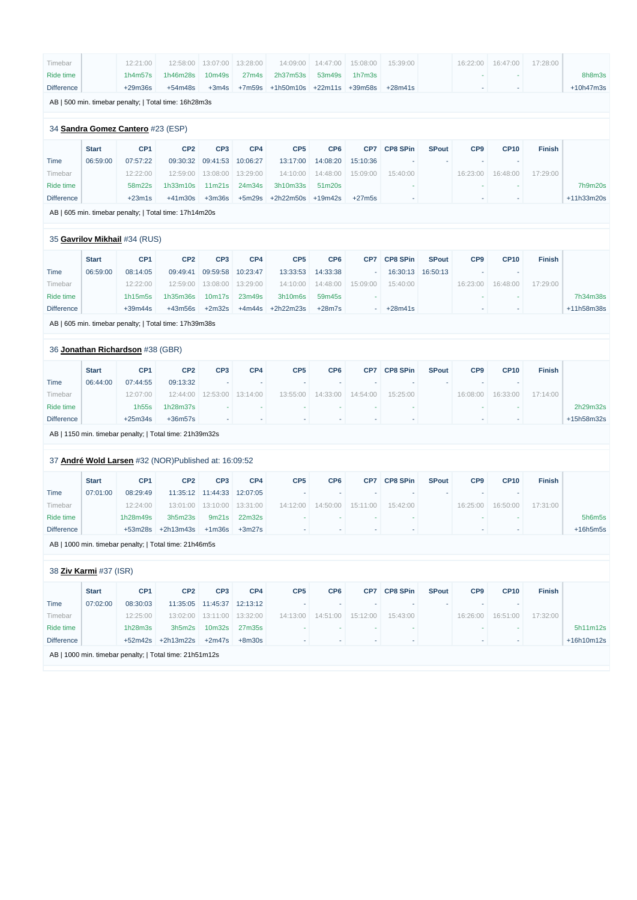| | | | | | | | | | | | | | | |
|---|---|---|---|---|---|---|---|---|---|---|---|---|---|---|
| Timebar | | 12:21:00 | 12:58:00 | 13:07:00 | 13:28:00 | 14:09:00 | 14:47:00 | 15:08:00 | 15:39:00 | | 16:22:00 | 16:47:00 | 17:28:00 | |
| Ride time | | 1h4m57s | 1h46m28s | 10m49s | 27m4s | 2h37m53s | 53m49s | 1h7m3s | | | - | - | | 8h8m3s |
| Difference | | +29m36s | +54m48s | +3m4s | +7m59s | +1h50m10s | +22m11s | +39m58s | +28m41s | | - | - | | +10h47m3s |

AB | 500 min. timebar penalty; | Total time: 16h28m3s

## 34 Sandra Gomez Cantero #23 (ESP)

| | Start | CP1 | CP2 | CP3 | CP4 | CP5 | CP6 | CP7 | CP8 SPin | SPout | CP9 | CP10 | Finish | |
|---|---|---|---|---|---|---|---|---|---|---|---|---|---|---|
| Time | 06:59:00 | 07:57:22 | 09:30:32 | 09:41:53 | 10:06:27 | 13:17:00 | 14:08:20 | 15:10:36 | - | - | - | - | | |
| Timebar | | 12:22:00 | 12:59:00 | 13:08:00 | 13:29:00 | 14:10:00 | 14:48:00 | 15:09:00 | 15:40:00 | | 16:23:00 | 16:48:00 | 17:29:00 | |
| Ride time | | 58m22s | 1h33m10s | 11m21s | 24m34s | 3h10m33s | 51m20s | | - | | - | - | | 7h9m20s |
| Difference | | +23m1s | +41m30s | +3m36s | +5m29s | +2h22m50s | +19m42s | +27m5s | - | | - | - | | +11h33m20s |

AB | 605 min. timebar penalty; | Total time: 17h14m20s

## 35 Gavrilov Mikhail #34 (RUS)

| | Start | CP1 | CP2 | CP3 | CP4 | CP5 | CP6 | CP7 | CP8 SPin | SPout | CP9 | CP10 | Finish | |
|---|---|---|---|---|---|---|---|---|---|---|---|---|---|---|
| Time | 06:59:00 | 08:14:05 | 09:49:41 | 09:59:58 | 10:23:47 | 13:33:53 | 14:33:38 | - | 16:30:13 | 16:50:13 | - | - | | |
| Timebar | | 12:22:00 | 12:59:00 | 13:08:00 | 13:29:00 | 14:10:00 | 14:48:00 | 15:09:00 | 15:40:00 | | 16:23:00 | 16:48:00 | 17:29:00 | |
| Ride time | | 1h15m5s | 1h35m36s | 10m17s | 23m49s | 3h10m6s | 59m45s | - | | | - | - | | 7h34m38s |
| Difference | | +39m44s | +43m56s | +2m32s | +4m44s | +2h22m23s | +28m7s | - | +28m41s | | - | - | | +11h58m38s |

AB | 605 min. timebar penalty; | Total time: 17h39m38s

## 36 Jonathan Richardson #38 (GBR)

| | Start | CP1 | CP2 | CP3 | CP4 | CP5 | CP6 | CP7 | CP8 SPin | SPout | CP9 | CP10 | Finish | |
|---|---|---|---|---|---|---|---|---|---|---|---|---|---|---|
| Time | 06:44:00 | 07:44:55 | 09:13:32 | - | - | - | - | - | - | - | - | - | | |
| Timebar | | 12:07:00 | 12:44:00 | 12:53:00 | 13:14:00 | 13:55:00 | 14:33:00 | 14:54:00 | 15:25:00 | | 16:08:00 | 16:33:00 | 17:14:00 | |
| Ride time | | 1h55s | 1h28m37s | - | - | - | - | - | - | | - | - | | 2h29m32s |
| Difference | | +25m34s | +36m57s | - | - | - | - | - | - | | - | - | | +15h58m32s |

AB | 1150 min. timebar penalty; | Total time: 21h39m32s

## 37 André Wold Larsen #32 (NOR)Published at: 16:09:52

| | Start | CP1 | CP2 | CP3 | CP4 | CP5 | CP6 | CP7 | CP8 SPin | SPout | CP9 | CP10 | Finish | |
|---|---|---|---|---|---|---|---|---|---|---|---|---|---|---|
| Time | 07:01:00 | 08:29:49 | 11:35:12 | 11:44:33 | 12:07:05 | - | - | - | - | - | - | - | | |
| Timebar | | 12:24:00 | 13:01:00 | 13:10:00 | 13:31:00 | 14:12:00 | 14:50:00 | 15:11:00 | 15:42:00 | | 16:25:00 | 16:50:00 | 17:31:00 | |
| Ride time | | 1h28m49s | 3h5m23s | 9m21s | 22m32s | - | - | - | - | | - | - | | 5h6m5s |
| Difference | | +53m28s | +2h13m43s | +1m36s | +3m27s | - | - | - | - | | - | - | | +16h5m5s |

AB | 1000 min. timebar penalty; | Total time: 21h46m5s

## 38 Ziv Karmi #37 (ISR)

| | Start | CP1 | CP2 | CP3 | CP4 | CP5 | CP6 | CP7 | CP8 SPin | SPout | CP9 | CP10 | Finish | |
|---|---|---|---|---|---|---|---|---|---|---|---|---|---|---|
| Time | 07:02:00 | 08:30:03 | 11:35:05 | 11:45:37 | 12:13:12 | - | - | - | - | - | - | - | | |
| Timebar | | 12:25:00 | 13:02:00 | 13:11:00 | 13:32:00 | 14:13:00 | 14:51:00 | 15:12:00 | 15:43:00 | | 16:26:00 | 16:51:00 | 17:32:00 | |
| Ride time | | 1h28m3s | 3h5m2s | 10m32s | 27m35s | - | - | - | - | | - | - | | 5h11m12s |
| Difference | | +52m42s | +2h13m22s | +2m47s | +8m30s | - | - | - | - | | - | - | | +16h10m12s |

AB | 1000 min. timebar penalty; | Total time: 21h51m12s